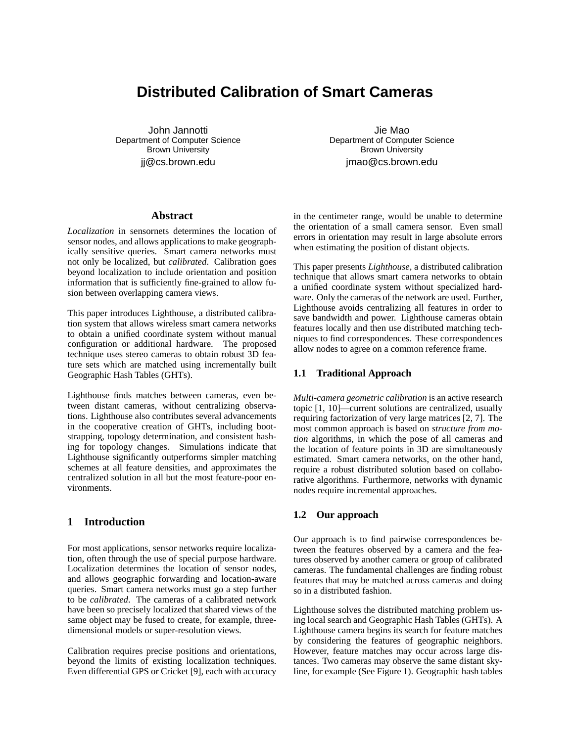# Distributed Calibration of Smart Cameras

John Jannotti
Department of Computer Science
Brown University
jj@cs.brown.edu

Jie Mao
Department of Computer Science
Brown University
jmao@cs.brown.edu

## Abstract

*Localization* in sensornets determines the location of sensor nodes, and allows applications to make geographically sensitive queries. Smart camera networks must not only be localized, but *calibrated*. Calibration goes beyond localization to include orientation and position information that is sufficiently fine-grained to allow fusion between overlapping camera views.

This paper introduces Lighthouse, a distributed calibration system that allows wireless smart camera networks to obtain a unified coordinate system without manual configuration or additional hardware. The proposed technique uses stereo cameras to obtain robust 3D feature sets which are matched using incrementally built Geographic Hash Tables (GHTs).

Lighthouse finds matches between cameras, even between distant cameras, without centralizing observations. Lighthouse also contributes several advancements in the cooperative creation of GHTs, including bootstrapping, topology determination, and consistent hashing for topology changes. Simulations indicate that Lighthouse significantly outperforms simpler matching schemes at all feature densities, and approximates the centralized solution in all but the most feature-poor environments.

## 1 Introduction

For most applications, sensor networks require localization, often through the use of special purpose hardware. Localization determines the location of sensor nodes, and allows geographic forwarding and location-aware queries. Smart camera networks must go a step further to be *calibrated*. The cameras of a calibrated network have been so precisely localized that shared views of the same object may be fused to create, for example, three-dimensional models or super-resolution views.

Calibration requires precise positions and orientations, beyond the limits of existing localization techniques. Even differential GPS or Cricket [9], each with accuracy in the centimeter range, would be unable to determine the orientation of a small camera sensor. Even small errors in orientation may result in large absolute errors when estimating the position of distant objects.

This paper presents *Lighthouse*, a distributed calibration technique that allows smart camera networks to obtain a unified coordinate system without specialized hardware. Only the cameras of the network are used. Further, Lighthouse avoids centralizing all features in order to save bandwidth and power. Lighthouse cameras obtain features locally and then use distributed matching techniques to find correspondences. These correspondences allow nodes to agree on a common reference frame.

### 1.1 Traditional Approach

*Multi-camera geometric calibration* is an active research topic [1, 10]—current solutions are centralized, usually requiring factorization of very large matrices [2, 7]. The most common approach is based on *structure from motion* algorithms, in which the pose of all cameras and the location of feature points in 3D are simultaneously estimated. Smart camera networks, on the other hand, require a robust distributed solution based on collaborative algorithms. Furthermore, networks with dynamic nodes require incremental approaches.

### 1.2 Our approach

Our approach is to find pairwise correspondences between the features observed by a camera and the features observed by another camera or group of calibrated cameras. The fundamental challenges are finding robust features that may be matched across cameras and doing so in a distributed fashion.

Lighthouse solves the distributed matching problem using local search and Geographic Hash Tables (GHTs). A Lighthouse camera begins its search for feature matches by considering the features of geographic neighbors. However, feature matches may occur across large distances. Two cameras may observe the same distant skyline, for example (See Figure 1). Geographic hash tables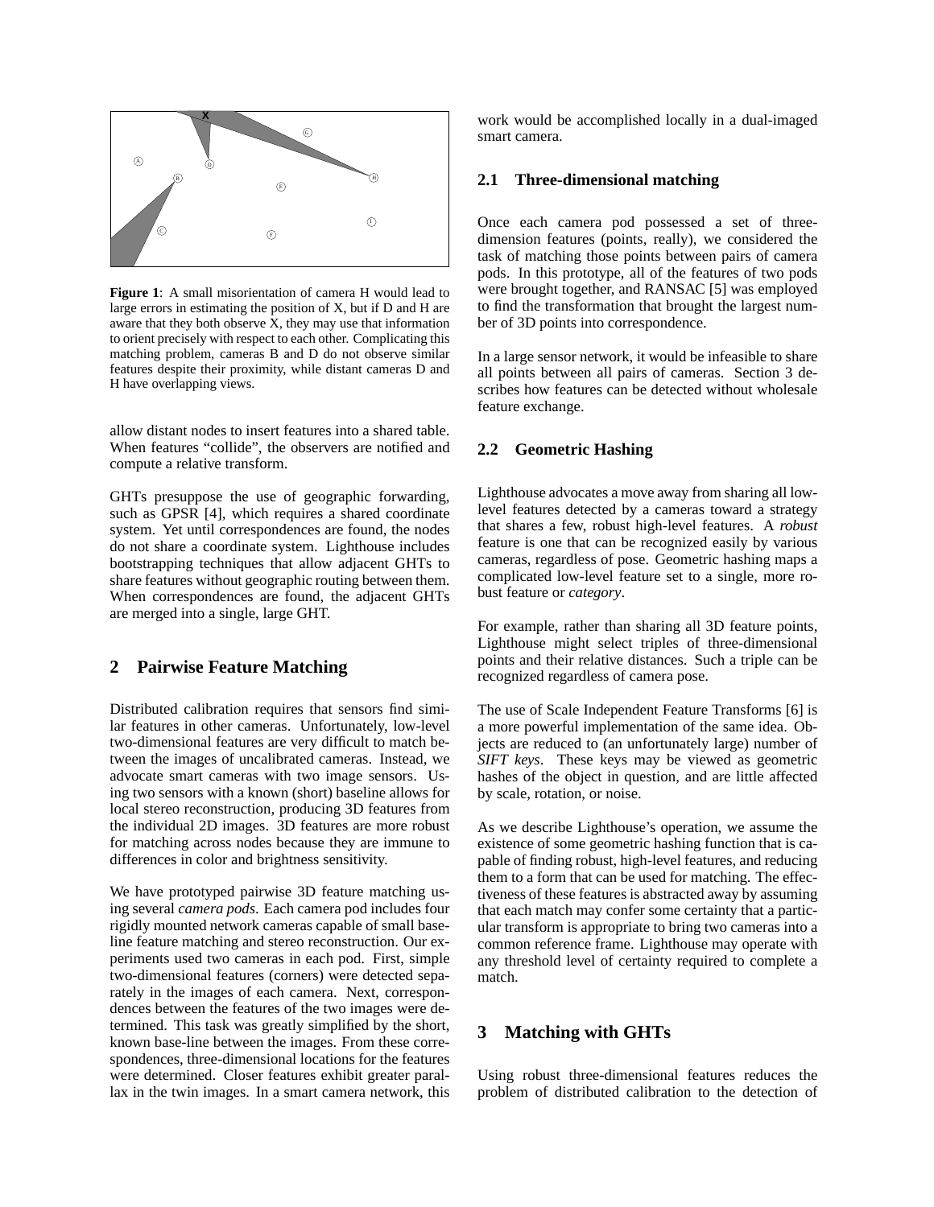**Figure 1**: A small misorientation of camera H would lead to large errors in estimating the position of X, but if D and H are aware that they both observe X, they may use that information to orient precisely with respect to each other. Complicating this matching problem, cameras B and D do not observe similar features despite their proximity, while distant cameras D and H have overlapping views.

allow distant nodes to insert features into a shared table. When features "collide", the observers are notified and compute a relative transform.

GHTs presuppose the use of geographic forwarding, such as GPSR [4], which requires a shared coordinate system. Yet until correspondences are found, the nodes do not share a coordinate system. Lighthouse includes bootstrapping techniques that allow adjacent GHTs to share features without geographic routing between them. When correspondences are found, the adjacent GHTs are merged into a single, large GHT.

## 2 Pairwise Feature Matching

Distributed calibration requires that sensors find similar features in other cameras. Unfortunately, low-level two-dimensional features are very difficult to match between the images of uncalibrated cameras. Instead, we advocate smart cameras with two image sensors. Using two sensors with a known (short) baseline allows for local stereo reconstruction, producing 3D features from the individual 2D images. 3D features are more robust for matching across nodes because they are immune to differences in color and brightness sensitivity.

We have prototyped pairwise 3D feature matching using several *camera pods*. Each camera pod includes four rigidly mounted network cameras capable of small baseline feature matching and stereo reconstruction. Our experiments used two cameras in each pod. First, simple two-dimensional features (corners) were detected separately in the images of each camera. Next, correspondences between the features of the two images were determined. This task was greatly simplified by the short, known base-line between the images. From these correspondences, three-dimensional locations for the features were determined. Closer features exhibit greater parallax in the twin images. In a smart camera network, this work would be accomplished locally in a dual-imaged smart camera.

### 2.1 Three-dimensional matching

Once each camera pod possessed a set of three-dimension features (points, really), we considered the task of matching those points between pairs of camera pods. In this prototype, all of the features of two pods were brought together, and RANSAC [5] was employed to find the transformation that brought the largest number of 3D points into correspondence.

In a large sensor network, it would be infeasible to share all points between all pairs of cameras. Section 3 describes how features can be detected without wholesale feature exchange.

### 2.2 Geometric Hashing

Lighthouse advocates a move away from sharing all low-level features detected by a cameras toward a strategy that shares a few, robust high-level features. A *robust* feature is one that can be recognized easily by various cameras, regardless of pose. Geometric hashing maps a complicated low-level feature set to a single, more robust feature or *category*.

For example, rather than sharing all 3D feature points, Lighthouse might select triples of three-dimensional points and their relative distances. Such a triple can be recognized regardless of camera pose.

The use of Scale Independent Feature Transforms [6] is a more powerful implementation of the same idea. Objects are reduced to (an unfortunately large) number of *SIFT keys*. These keys may be viewed as geometric hashes of the object in question, and are little affected by scale, rotation, or noise.

As we describe Lighthouse's operation, we assume the existence of some geometric hashing function that is capable of finding robust, high-level features, and reducing them to a form that can be used for matching. The effectiveness of these features is abstracted away by assuming that each match may confer some certainty that a particular transform is appropriate to bring two cameras into a common reference frame. Lighthouse may operate with any threshold level of certainty required to complete a match.

## 3 Matching with GHTs

Using robust three-dimensional features reduces the problem of distributed calibration to the detection of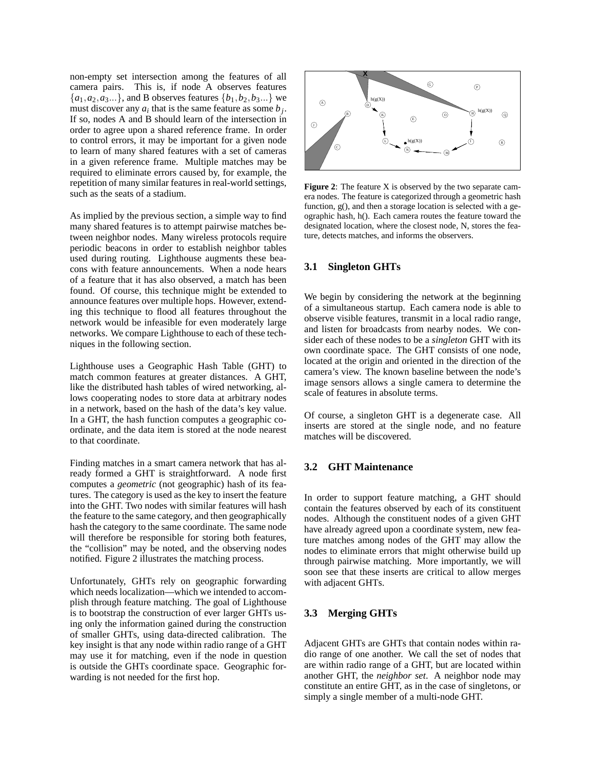non-empty set intersection among the features of all camera pairs. This is, if node A observes features $\{a_1, a_2, a_3...\}$, and B observes features $\{b_1, b_2, b_3...\}$ we must discover any $a_i$ that is the same feature as some $b_j$. If so, nodes A and B should learn of the intersection in order to agree upon a shared reference frame. In order to control errors, it may be important for a given node to learn of many shared features with a set of cameras in a given reference frame. Multiple matches may be required to eliminate errors caused by, for example, the repetition of many similar features in real-world settings, such as the seats of a stadium.

As implied by the previous section, a simple way to find many shared features is to attempt pairwise matches between neighbor nodes. Many wireless protocols require periodic beacons in order to establish neighbor tables used during routing. Lighthouse augments these beacons with feature announcements. When a node hears of a feature that it has also observed, a match has been found. Of course, this technique might be extended to announce features over multiple hops. However, extending this technique to flood all features throughout the network would be infeasible for even moderately large networks. We compare Lighthouse to each of these techniques in the following section.

Lighthouse uses a Geographic Hash Table (GHT) to match common features at greater distances. A GHT, like the distributed hash tables of wired networking, allows cooperating nodes to store data at arbitrary nodes in a network, based on the hash of the data's key value. In a GHT, the hash function computes a geographic coordinate, and the data item is stored at the node nearest to that coordinate.

Finding matches in a smart camera network that has already formed a GHT is straightforward. A node first computes a *geometric* (not geographic) hash of its features. The category is used as the key to insert the feature into the GHT. Two nodes with similar features will hash the feature to the same category, and then geographically hash the category to the same coordinate. The same node will therefore be responsible for storing both features, the "collision" may be noted, and the observing nodes notified. Figure 2 illustrates the matching process.

Unfortunately, GHTs rely on geographic forwarding which needs localization—which we intended to accomplish through feature matching. The goal of Lighthouse is to bootstrap the construction of ever larger GHTs using only the information gained during the construction of smaller GHTs, using data-directed calibration. The key insight is that any node within radio range of a GHT may use it for matching, even if the node in question is outside the GHTs coordinate space. Geographic forwarding is not needed for the first hop.

**Figure 2**: The feature X is observed by the two separate camera nodes. The feature is categorized through a geometric hash function, g(), and then a storage location is selected with a geographic hash, h(). Each camera routes the feature toward the designated location, where the closest node, N, stores the feature, detects matches, and informs the observers.

### 3.1 Singleton GHTs

We begin by considering the network at the beginning of a simultaneous startup. Each camera node is able to observe visible features, transmit in a local radio range, and listen for broadcasts from nearby nodes. We consider each of these nodes to be a *singleton* GHT with its own coordinate space. The GHT consists of one node, located at the origin and oriented in the direction of the camera's view. The known baseline between the node's image sensors allows a single camera to determine the scale of features in absolute terms.

Of course, a singleton GHT is a degenerate case. All inserts are stored at the single node, and no feature matches will be discovered.

### 3.2 GHT Maintenance

In order to support feature matching, a GHT should contain the features observed by each of its constituent nodes. Although the constituent nodes of a given GHT have already agreed upon a coordinate system, new feature matches among nodes of the GHT may allow the nodes to eliminate errors that might otherwise build up through pairwise matching. More importantly, we will soon see that these inserts are critical to allow merges with adjacent GHTs.

### 3.3 Merging GHTs

Adjacent GHTs are GHTs that contain nodes within radio range of one another. We call the set of nodes that are within radio range of a GHT, but are located within another GHT, the *neighbor set*. A neighbor node may constitute an entire GHT, as in the case of singletons, or simply a single member of a multi-node GHT.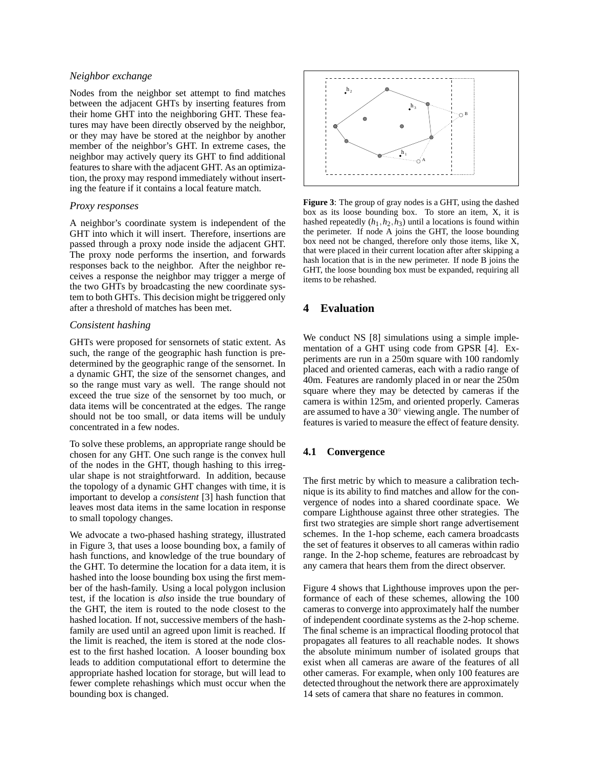*Neighbor exchange*

Nodes from the neighbor set attempt to find matches between the adjacent GHTs by inserting features from their home GHT into the neighboring GHT. These features may have been directly observed by the neighbor, or they may have be stored at the neighbor by another member of the neighbor's GHT. In extreme cases, the neighbor may actively query its GHT to find additional features to share with the adjacent GHT. As an optimization, the proxy may respond immediately without inserting the feature if it contains a local feature match.

*Proxy responses*

A neighbor's coordinate system is independent of the GHT into which it will insert. Therefore, insertions are passed through a proxy node inside the adjacent GHT. The proxy node performs the insertion, and forwards responses back to the neighbor. After the neighbor receives a response the neighbor may trigger a merge of the two GHTs by broadcasting the new coordinate system to both GHTs. This decision might be triggered only after a threshold of matches has been met.

*Consistent hashing*

GHTs were proposed for sensornets of static extent. As such, the range of the geographic hash function is predetermined by the geographic range of the sensornet. In a dynamic GHT, the size of the sensornet changes, and so the range must vary as well. The range should not exceed the true size of the sensornet by too much, or data items will be concentrated at the edges. The range should not be too small, or data items will be unduly concentrated in a few nodes.

To solve these problems, an appropriate range should be chosen for any GHT. One such range is the convex hull of the nodes in the GHT, though hashing to this irregular shape is not straightforward. In addition, because the topology of a dynamic GHT changes with time, it is important to develop a *consistent* [3] hash function that leaves most data items in the same location in response to small topology changes.

We advocate a two-phased hashing strategy, illustrated in Figure 3, that uses a loose bounding box, a family of hash functions, and knowledge of the true boundary of the GHT. To determine the location for a data item, it is hashed into the loose bounding box using the first member of the hash-family. Using a local polygon inclusion test, if the location is *also* inside the true boundary of the GHT, the item is routed to the node closest to the hashed location. If not, successive members of the hash-family are used until an agreed upon limit is reached. If the limit is reached, the item is stored at the node closest to the first hashed location. A looser bounding box leads to addition computational effort to determine the appropriate hashed location for storage, but will lead to fewer complete rehashings which must occur when the bounding box is changed.

**Figure 3**: The group of gray nodes is a GHT, using the dashed box as its loose bounding box. To store an item, X, it is hashed repeatedly ($h_1, h_2, h_3$) until a locations is found within the perimeter. If node A joins the GHT, the loose bounding box need not be changed, therefore only those items, like X, that were placed in their current location after after skipping a hash location that is in the new perimeter. If node B joins the GHT, the loose bounding box must be expanded, requiring all items to be rehashed.

## 4 Evaluation

We conduct NS [8] simulations using a simple implementation of a GHT using code from GPSR [4]. Experiments are run in a 250m square with 100 randomly placed and oriented cameras, each with a radio range of 40m. Features are randomly placed in or near the 250m square where they may be detected by cameras if the camera is within 125m, and oriented properly. Cameras are assumed to have a 30° viewing angle. The number of features is varied to measure the effect of feature density.

### 4.1 Convergence

The first metric by which to measure a calibration technique is its ability to find matches and allow for the convergence of nodes into a shared coordinate space. We compare Lighthouse against three other strategies. The first two strategies are simple short range advertisement schemes. In the 1-hop scheme, each camera broadcasts the set of features it observes to all cameras within radio range. In the 2-hop scheme, features are rebroadcast by any camera that hears them from the direct observer.

Figure 4 shows that Lighthouse improves upon the performance of each of these schemes, allowing the 100 cameras to converge into approximately half the number of independent coordinate systems as the 2-hop scheme. The final scheme is an impractical flooding protocol that propagates all features to all reachable nodes. It shows the absolute minimum number of isolated groups that exist when all cameras are aware of the features of all other cameras. For example, when only 100 features are detected throughout the network there are approximately 14 sets of camera that share no features in common.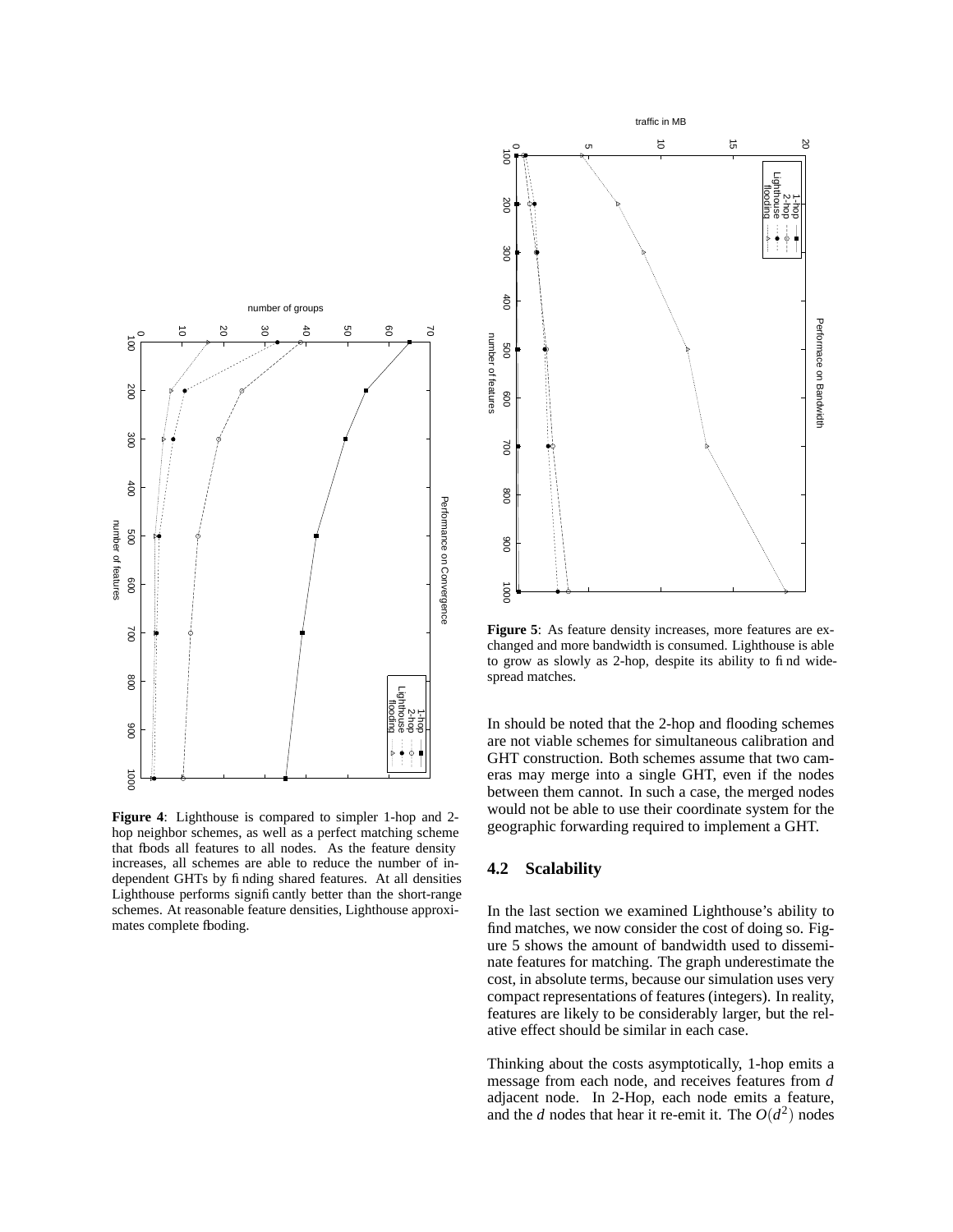**Figure 4**: Lighthouse is compared to simpler 1-hop and 2-hop neighbor schemes, as well as a perfect matching scheme that floods all features to all nodes. As the feature density increases, all schemes are able to reduce the number of independent GHTs by finding shared features. At all densities Lighthouse performs significantly better than the short-range schemes. At reasonable feature densities, Lighthouse approximates complete flooding.

**Figure 5**: As feature density increases, more features are exchanged and more bandwidth is consumed. Lighthouse is able to grow as slowly as 2-hop, despite its ability to find widespread matches.

In should be noted that the 2-hop and flooding schemes are not viable schemes for simultaneous calibration and GHT construction. Both schemes assume that two cameras may merge into a single GHT, even if the nodes between them cannot. In such a case, the merged nodes would not be able to use their coordinate system for the geographic forwarding required to implement a GHT.

## 4.2 Scalability

In the last section we examined Lighthouse's ability to find matches, we now consider the cost of doing so. Figure 5 shows the amount of bandwidth used to disseminate features for matching. The graph underestimate the cost, in absolute terms, because our simulation uses very compact representations of features (integers). In reality, features are likely to be considerably larger, but the relative effect should be similar in each case.

Thinking about the costs asymptotically, 1-hop emits a message from each node, and receives features from $d$ adjacent node. In 2-Hop, each node emits a feature, and the $d$ nodes that hear it re-emit it. The $O(d^2)$ nodes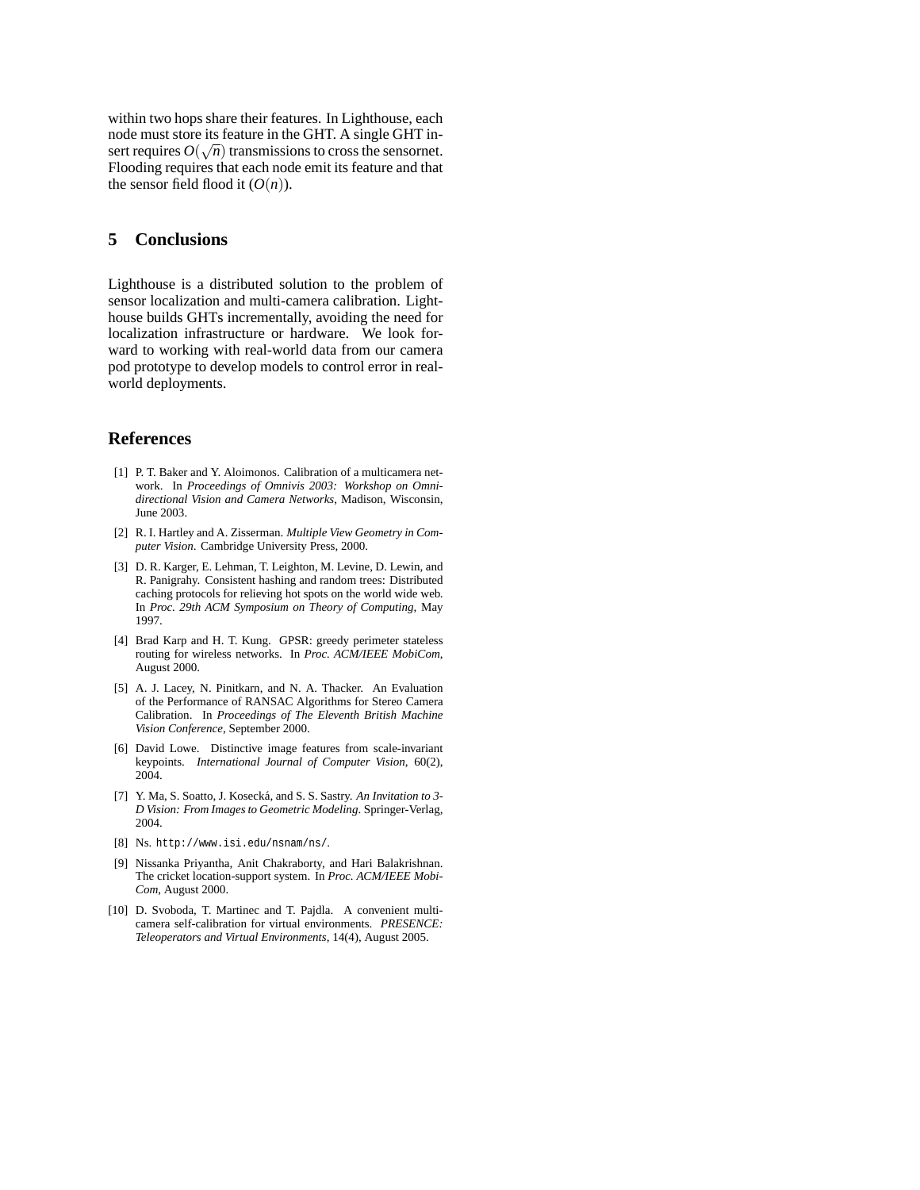within two hops share their features. In Lighthouse, each node must store its feature in the GHT. A single GHT insert requires $O(\sqrt{n})$ transmissions to cross the sensornet. Flooding requires that each node emit its feature and that the sensor field flood it ($O(n)$).

## 5 Conclusions

Lighthouse is a distributed solution to the problem of sensor localization and multi-camera calibration. Lighthouse builds GHTs incrementally, avoiding the need for localization infrastructure or hardware. We look forward to working with real-world data from our camera pod prototype to develop models to control error in real-world deployments.

## References

[1] P. T. Baker and Y. Aloimonos. Calibration of a multicamera network. In *Proceedings of Omnivis 2003: Workshop on Omnidirectional Vision and Camera Networks*, Madison, Wisconsin, June 2003.

[2] R. I. Hartley and A. Zisserman. *Multiple View Geometry in Computer Vision*. Cambridge University Press, 2000.

[3] D. R. Karger, E. Lehman, T. Leighton, M. Levine, D. Lewin, and R. Panigrahy. Consistent hashing and random trees: Distributed caching protocols for relieving hot spots on the world wide web. In *Proc. 29th ACM Symposium on Theory of Computing*, May 1997.

[4] Brad Karp and H. T. Kung. GPSR: greedy perimeter stateless routing for wireless networks. In *Proc. ACM/IEEE MobiCom*, August 2000.

[5] A. J. Lacey, N. Pinitkarn, and N. A. Thacker. An Evaluation of the Performance of RANSAC Algorithms for Stereo Camera Calibration. In *Proceedings of The Eleventh British Machine Vision Conference*, September 2000.

[6] David Lowe. Distinctive image features from scale-invariant keypoints. *International Journal of Computer Vision*, 60(2), 2004.

[7] Y. Ma, S. Soatto, J. Kosecká, and S. S. Sastry. *An Invitation to 3-D Vision: From Images to Geometric Modeling*. Springer-Verlag, 2004.

[8] Ns. `http://www.isi.edu/nsnam/ns/`.

[9] Nissanka Priyantha, Anit Chakraborty, and Hari Balakrishnan. The cricket location-support system. In *Proc. ACM/IEEE MobiCom*, August 2000.

[10] D. Svoboda, T. Martinec and T. Pajdla. A convenient multi-camera self-calibration for virtual environments. *PRESENCE: Teleoperators and Virtual Environments*, 14(4), August 2005.